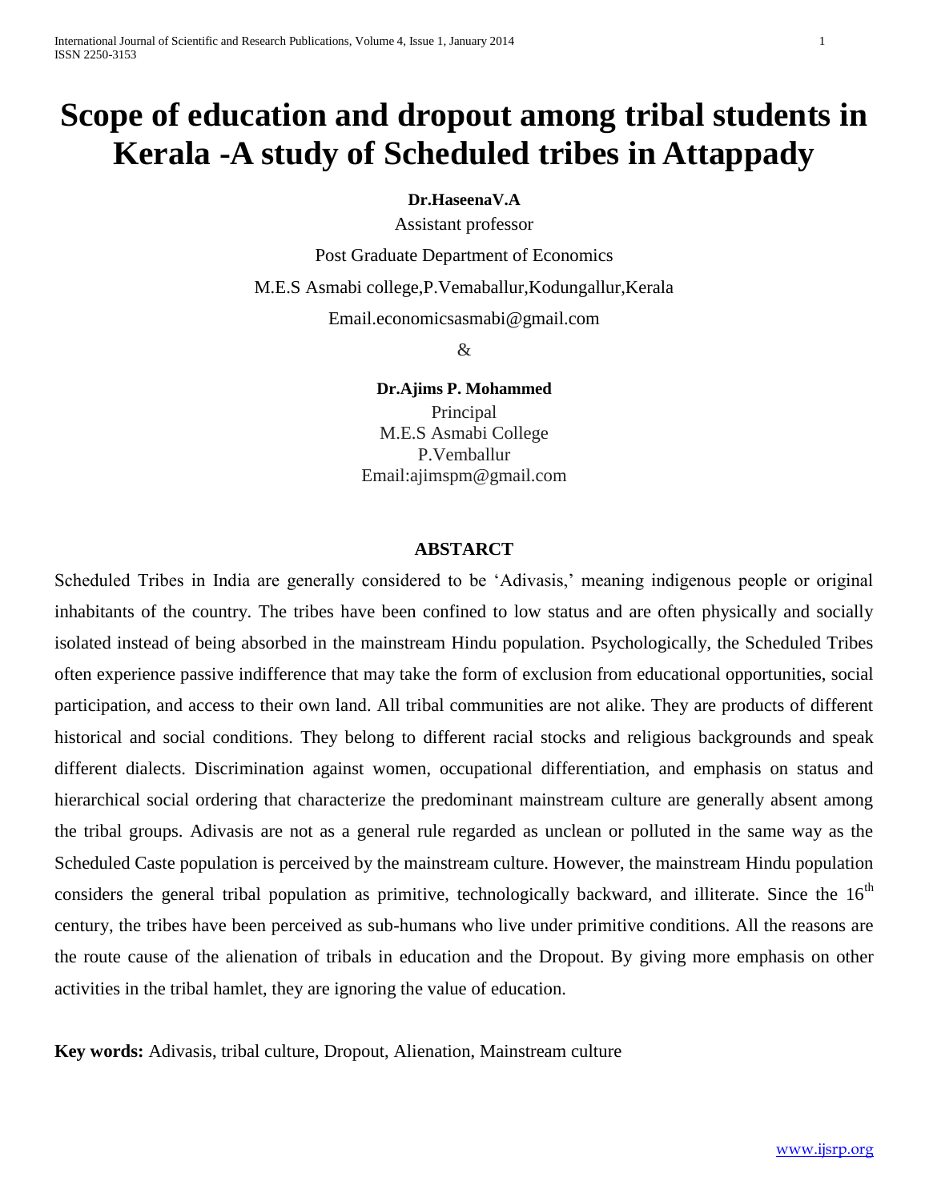# Scope of education and dropout among tribal students in Kerala -A study of Scheduled tribes in Attappady

**Dr.HaseenaV.A**

Assistant professor

Post Graduate Department of Economics

M.E.S Asmabi college,P.Vemaballur,Kodungallur,Kerala

Email.economicsasmabi@gmail.com

&

**Dr.Ajims P. Mohammed**

Principal
M.E.S Asmabi College
P.Vemballur
Email:ajimspm@gmail.com

## ABSTARCT

Scheduled Tribes in India are generally considered to be 'Adivasis,' meaning indigenous people or original inhabitants of the country. The tribes have been confined to low status and are often physically and socially isolated instead of being absorbed in the mainstream Hindu population. Psychologically, the Scheduled Tribes often experience passive indifference that may take the form of exclusion from educational opportunities, social participation, and access to their own land. All tribal communities are not alike. They are products of different historical and social conditions. They belong to different racial stocks and religious backgrounds and speak different dialects. Discrimination against women, occupational differentiation, and emphasis on status and hierarchical social ordering that characterize the predominant mainstream culture are generally absent among the tribal groups. Adivasis are not as a general rule regarded as unclean or polluted in the same way as the Scheduled Caste population is perceived by the mainstream culture. However, the mainstream Hindu population considers the general tribal population as primitive, technologically backward, and illiterate. Since the 16th century, the tribes have been perceived as sub-humans who live under primitive conditions. All the reasons are the route cause of the alienation of tribals in education and the Dropout. By giving more emphasis on other activities in the tribal hamlet, they are ignoring the value of education.

**Key words:** Adivasis, tribal culture, Dropout, Alienation, Mainstream culture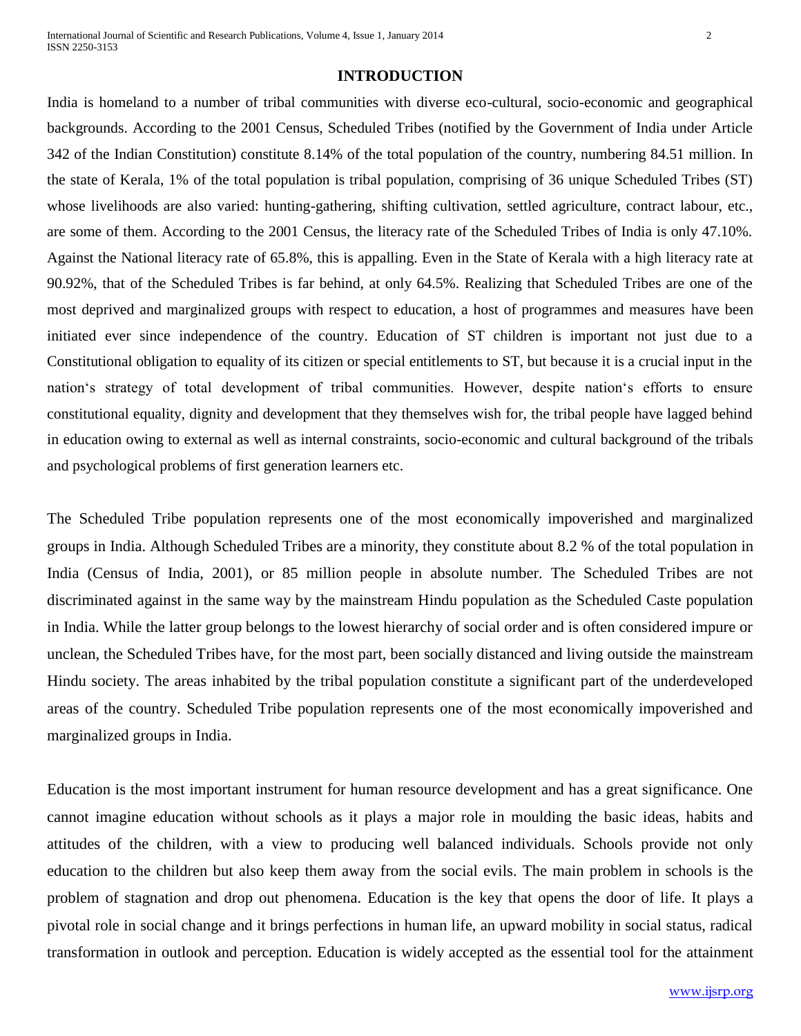## INTRODUCTION

India is homeland to a number of tribal communities with diverse eco-cultural, socio-economic and geographical backgrounds. According to the 2001 Census, Scheduled Tribes (notified by the Government of India under Article 342 of the Indian Constitution) constitute 8.14% of the total population of the country, numbering 84.51 million. In the state of Kerala, 1% of the total population is tribal population, comprising of 36 unique Scheduled Tribes (ST) whose livelihoods are also varied: hunting-gathering, shifting cultivation, settled agriculture, contract labour, etc., are some of them. According to the 2001 Census, the literacy rate of the Scheduled Tribes of India is only 47.10%. Against the National literacy rate of 65.8%, this is appalling. Even in the State of Kerala with a high literacy rate at 90.92%, that of the Scheduled Tribes is far behind, at only 64.5%. Realizing that Scheduled Tribes are one of the most deprived and marginalized groups with respect to education, a host of programmes and measures have been initiated ever since independence of the country. Education of ST children is important not just due to a Constitutional obligation to equality of its citizen or special entitlements to ST, but because it is a crucial input in the nation's strategy of total development of tribal communities. However, despite nation's efforts to ensure constitutional equality, dignity and development that they themselves wish for, the tribal people have lagged behind in education owing to external as well as internal constraints, socio-economic and cultural background of the tribals and psychological problems of first generation learners etc.

The Scheduled Tribe population represents one of the most economically impoverished and marginalized groups in India. Although Scheduled Tribes are a minority, they constitute about 8.2 % of the total population in India (Census of India, 2001), or 85 million people in absolute number. The Scheduled Tribes are not discriminated against in the same way by the mainstream Hindu population as the Scheduled Caste population in India. While the latter group belongs to the lowest hierarchy of social order and is often considered impure or unclean, the Scheduled Tribes have, for the most part, been socially distanced and living outside the mainstream Hindu society. The areas inhabited by the tribal population constitute a significant part of the underdeveloped areas of the country. Scheduled Tribe population represents one of the most economically impoverished and marginalized groups in India.

Education is the most important instrument for human resource development and has a great significance. One cannot imagine education without schools as it plays a major role in moulding the basic ideas, habits and attitudes of the children, with a view to producing well balanced individuals. Schools provide not only education to the children but also keep them away from the social evils. The main problem in schools is the problem of stagnation and drop out phenomena. Education is the key that opens the door of life. It plays a pivotal role in social change and it brings perfections in human life, an upward mobility in social status, radical transformation in outlook and perception. Education is widely accepted as the essential tool for the attainment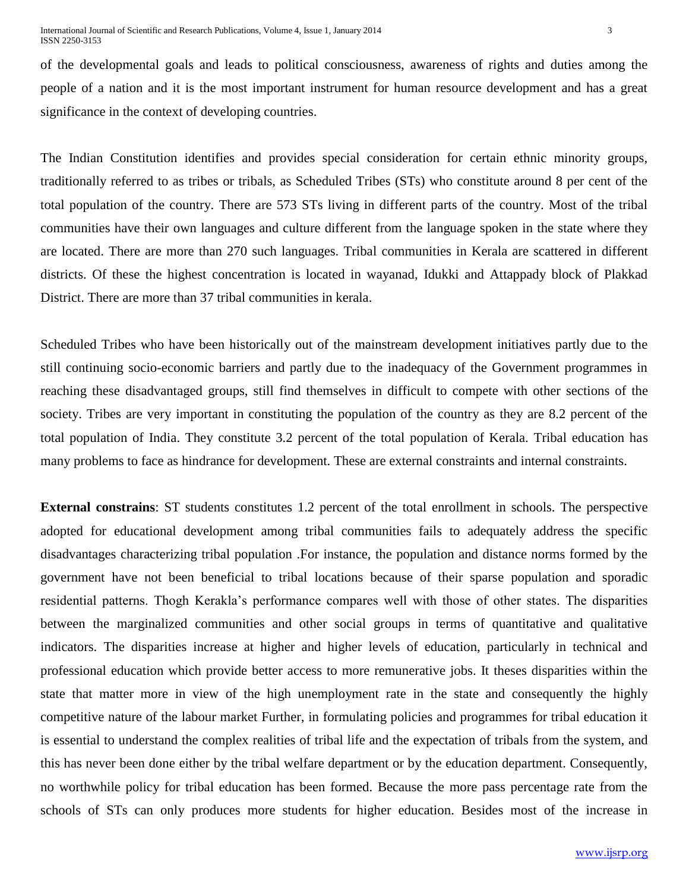of the developmental goals and leads to political consciousness, awareness of rights and duties among the people of a nation and it is the most important instrument for human resource development and has a great significance in the context of developing countries.

The Indian Constitution identifies and provides special consideration for certain ethnic minority groups, traditionally referred to as tribes or tribals, as Scheduled Tribes (STs) who constitute around 8 per cent of the total population of the country. There are 573 STs living in different parts of the country. Most of the tribal communities have their own languages and culture different from the language spoken in the state where they are located. There are more than 270 such languages. Tribal communities in Kerala are scattered in different districts. Of these the highest concentration is located in wayanad, Idukki and Attappady block of Plakkad District. There are more than 37 tribal communities in kerala.

Scheduled Tribes who have been historically out of the mainstream development initiatives partly due to the still continuing socio-economic barriers and partly due to the inadequacy of the Government programmes in reaching these disadvantaged groups, still find themselves in difficult to compete with other sections of the society. Tribes are very important in constituting the population of the country as they are 8.2 percent of the total population of India. They constitute 3.2 percent of the total population of Kerala. Tribal education has many problems to face as hindrance for development. These are external constraints and internal constraints.

**External constrains**: ST students constitutes 1.2 percent of the total enrollment in schools. The perspective adopted for educational development among tribal communities fails to adequately address the specific disadvantages characterizing tribal population .For instance, the population and distance norms formed by the government have not been beneficial to tribal locations because of their sparse population and sporadic residential patterns. Thogh Kerakla's performance compares well with those of other states. The disparities between the marginalized communities and other social groups in terms of quantitative and qualitative indicators. The disparities increase at higher and higher levels of education, particularly in technical and professional education which provide better access to more remunerative jobs. It theses disparities within the state that matter more in view of the high unemployment rate in the state and consequently the highly competitive nature of the labour market Further, in formulating policies and programmes for tribal education it is essential to understand the complex realities of tribal life and the expectation of tribals from the system, and this has never been done either by the tribal welfare department or by the education department. Consequently, no worthwhile policy for tribal education has been formed. Because the more pass percentage rate from the schools of STs can only produces more students for higher education. Besides most of the increase in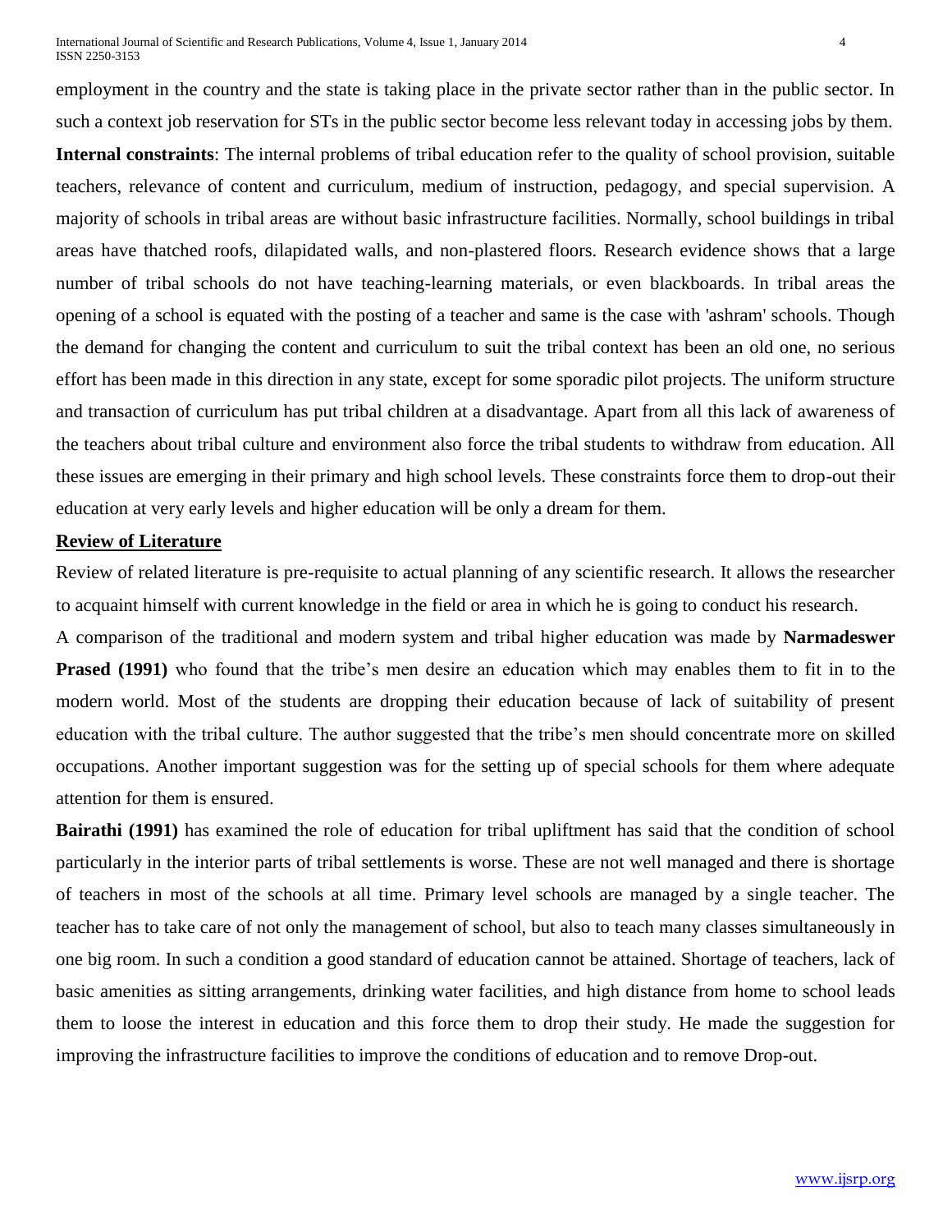employment in the country and the state is taking place in the private sector rather than in the public sector. In such a context job reservation for STs in the public sector become less relevant today in accessing jobs by them.

**Internal constraints**: The internal problems of tribal education refer to the quality of school provision, suitable teachers, relevance of content and curriculum, medium of instruction, pedagogy, and special supervision. A majority of schools in tribal areas are without basic infrastructure facilities. Normally, school buildings in tribal areas have thatched roofs, dilapidated walls, and non-plastered floors. Research evidence shows that a large number of tribal schools do not have teaching-learning materials, or even blackboards. In tribal areas the opening of a school is equated with the posting of a teacher and same is the case with 'ashram' schools. Though the demand for changing the content and curriculum to suit the tribal context has been an old one, no serious effort has been made in this direction in any state, except for some sporadic pilot projects. The uniform structure and transaction of curriculum has put tribal children at a disadvantage. Apart from all this lack of awareness of the teachers about tribal culture and environment also force the tribal students to withdraw from education. All these issues are emerging in their primary and high school levels. These constraints force them to drop-out their education at very early levels and higher education will be only a dream for them.

## Review of Literature

Review of related literature is pre-requisite to actual planning of any scientific research. It allows the researcher to acquaint himself with current knowledge in the field or area in which he is going to conduct his research.

A comparison of the traditional and modern system and tribal higher education was made by **Narmadeswer Prased (1991)** who found that the tribe's men desire an education which may enables them to fit in to the modern world. Most of the students are dropping their education because of lack of suitability of present education with the tribal culture. The author suggested that the tribe's men should concentrate more on skilled occupations. Another important suggestion was for the setting up of special schools for them where adequate attention for them is ensured.

**Bairathi (1991)** has examined the role of education for tribal upliftment has said that the condition of school particularly in the interior parts of tribal settlements is worse. These are not well managed and there is shortage of teachers in most of the schools at all time. Primary level schools are managed by a single teacher. The teacher has to take care of not only the management of school, but also to teach many classes simultaneously in one big room. In such a condition a good standard of education cannot be attained. Shortage of teachers, lack of basic amenities as sitting arrangements, drinking water facilities, and high distance from home to school leads them to loose the interest in education and this force them to drop their study. He made the suggestion for improving the infrastructure facilities to improve the conditions of education and to remove Drop-out.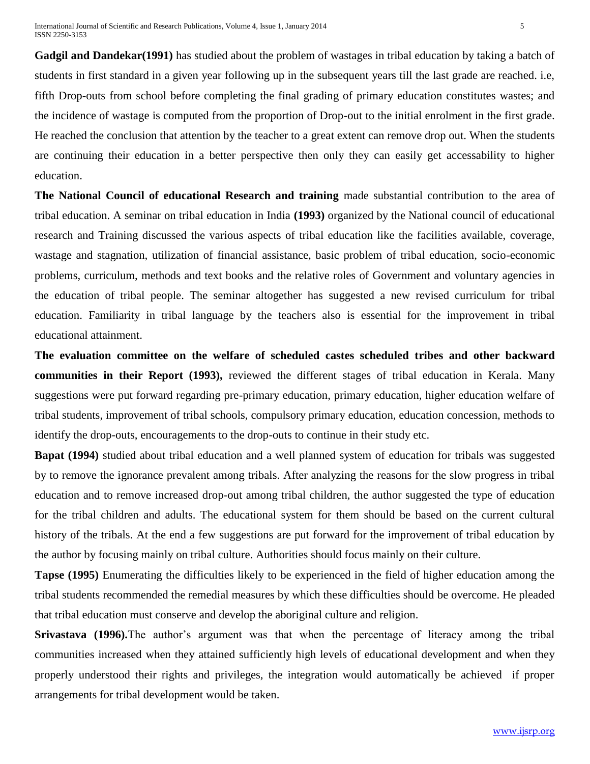**Gadgil and Dandekar(1991)** has studied about the problem of wastages in tribal education by taking a batch of students in first standard in a given year following up in the subsequent years till the last grade are reached. i.e, fifth Drop-outs from school before completing the final grading of primary education constitutes wastes; and the incidence of wastage is computed from the proportion of Drop-out to the initial enrolment in the first grade. He reached the conclusion that attention by the teacher to a great extent can remove drop out. When the students are continuing their education in a better perspective then only they can easily get accessability to higher education.

**The National Council of educational Research and training** made substantial contribution to the area of tribal education. A seminar on tribal education in India **(1993)** organized by the National council of educational research and Training discussed the various aspects of tribal education like the facilities available, coverage, wastage and stagnation, utilization of financial assistance, basic problem of tribal education, socio-economic problems, curriculum, methods and text books and the relative roles of Government and voluntary agencies in the education of tribal people. The seminar altogether has suggested a new revised curriculum for tribal education. Familiarity in tribal language by the teachers also is essential for the improvement in tribal educational attainment.

**The evaluation committee on the welfare of scheduled castes scheduled tribes and other backward communities in their Report (1993),** reviewed the different stages of tribal education in Kerala. Many suggestions were put forward regarding pre-primary education, primary education, higher education welfare of tribal students, improvement of tribal schools, compulsory primary education, education concession, methods to identify the drop-outs, encouragements to the drop-outs to continue in their study etc.

**Bapat (1994)** studied about tribal education and a well planned system of education for tribals was suggested by to remove the ignorance prevalent among tribals. After analyzing the reasons for the slow progress in tribal education and to remove increased drop-out among tribal children, the author suggested the type of education for the tribal children and adults. The educational system for them should be based on the current cultural history of the tribals. At the end a few suggestions are put forward for the improvement of tribal education by the author by focusing mainly on tribal culture. Authorities should focus mainly on their culture.

**Tapse (1995)** Enumerating the difficulties likely to be experienced in the field of higher education among the tribal students recommended the remedial measures by which these difficulties should be overcome. He pleaded that tribal education must conserve and develop the aboriginal culture and religion.

**Srivastava (1996).**The author's argument was that when the percentage of literacy among the tribal communities increased when they attained sufficiently high levels of educational development and when they properly understood their rights and privileges, the integration would automatically be achieved if proper arrangements for tribal development would be taken.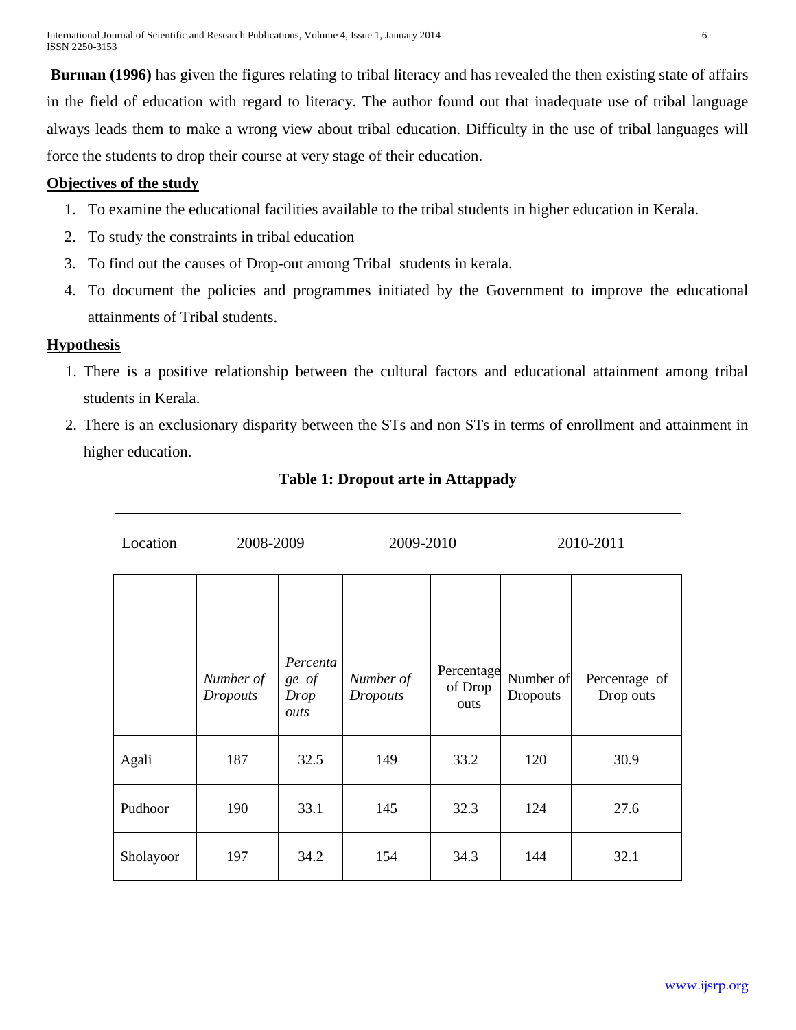**Burman (1996)** has given the figures relating to tribal literacy and has revealed the then existing state of affairs in the field of education with regard to literacy. The author found out that inadequate use of tribal language always leads them to make a wrong view about tribal education. Difficulty in the use of tribal languages will force the students to drop their course at very stage of their education.

## Objectives of the study

1. To examine the educational facilities available to the tribal students in higher education in Kerala.
2. To study the constraints in tribal education
3. To find out the causes of Drop-out among Tribal students in kerala.
4. To document the policies and programmes initiated by the Government to improve the educational attainments of Tribal students.

## Hypothesis

1. There is a positive relationship between the cultural factors and educational attainment among tribal students in Kerala.
2. There is an exclusionary disparity between the STs and non STs in terms of enrollment and attainment in higher education.

**Table 1: Dropout arte in Attappady**

| Location | 2008-2009 | | 2009-2010 | | 2010-2011 | |
|---|---|---|---|---|---|---|
| | *Number of Dropouts* | *Percentage of Drop outs* | *Number of Dropouts* | Percentage of Drop outs | Number of Dropouts | Percentage of Drop outs |
| Agali | 187 | 32.5 | 149 | 33.2 | 120 | 30.9 |
| Pudhoor | 190 | 33.1 | 145 | 32.3 | 124 | 27.6 |
| Sholayoor | 197 | 34.2 | 154 | 34.3 | 144 | 32.1 |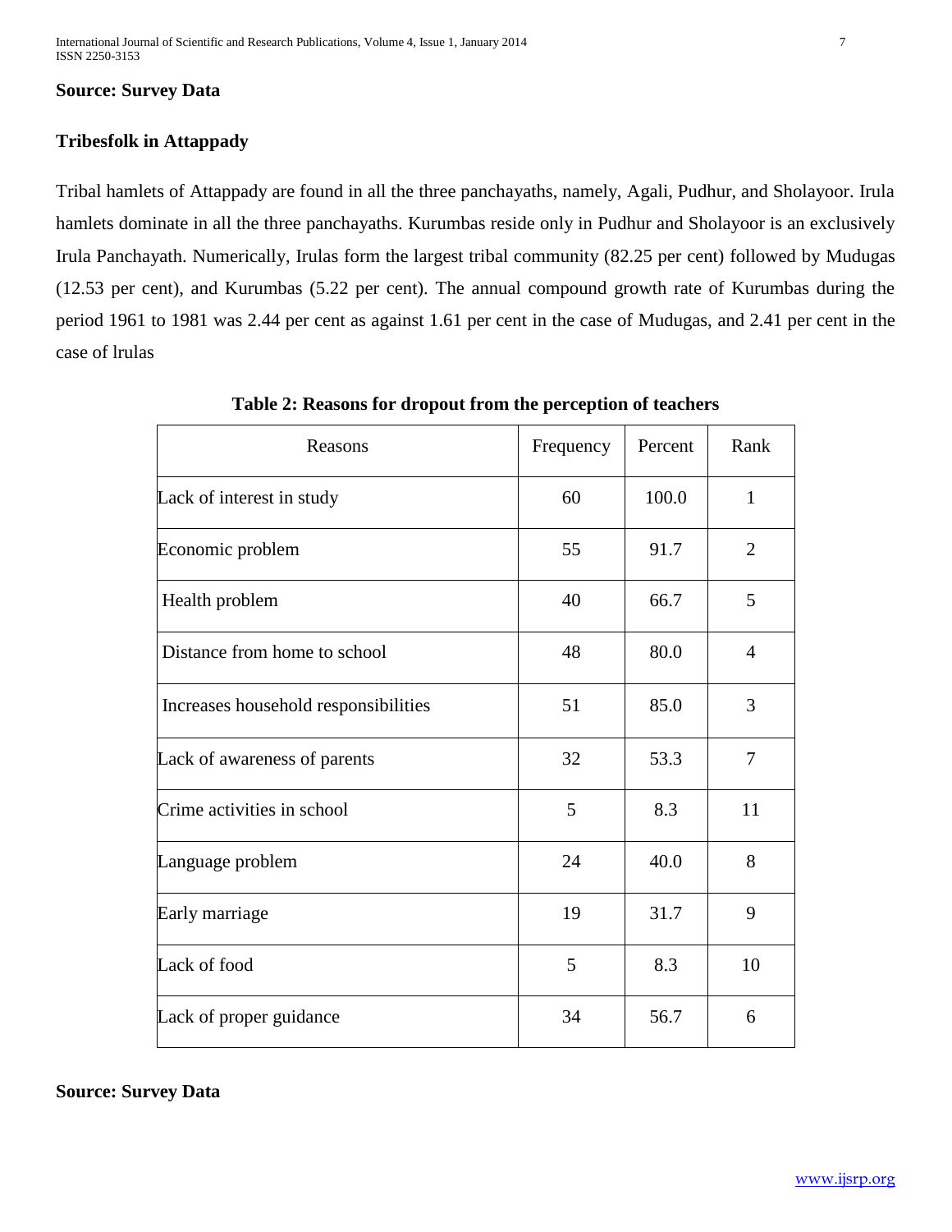**Source: Survey Data**

## Tribesfolk in Attappady

Tribal hamlets of Attappady are found in all the three panchayaths, namely, Agali, Pudhur, and Sholayoor. Irula hamlets dominate in all the three panchayaths. Kurumbas reside only in Pudhur and Sholayoor is an exclusively Irula Panchayath. Numerically, Irulas form the largest tribal community (82.25 per cent) followed by Mudugas (12.53 per cent), and Kurumbas (5.22 per cent). The annual compound growth rate of Kurumbas during the period 1961 to 1981 was 2.44 per cent as against 1.61 per cent in the case of Mudugas, and 2.41 per cent in the case of lrulas

**Table 2: Reasons for dropout from the perception of teachers**

| Reasons | Frequency | Percent | Rank |
|---|---|---|---|
| Lack of interest in study | 60 | 100.0 | 1 |
| Economic problem | 55 | 91.7 | 2 |
| Health problem | 40 | 66.7 | 5 |
| Distance from home to school | 48 | 80.0 | 4 |
| Increases household responsibilities | 51 | 85.0 | 3 |
| Lack of awareness of parents | 32 | 53.3 | 7 |
| Crime activities in school | 5 | 8.3 | 11 |
| Language problem | 24 | 40.0 | 8 |
| Early marriage | 19 | 31.7 | 9 |
| Lack of food | 5 | 8.3 | 10 |
| Lack of proper guidance | 34 | 56.7 | 6 |

**Source: Survey Data**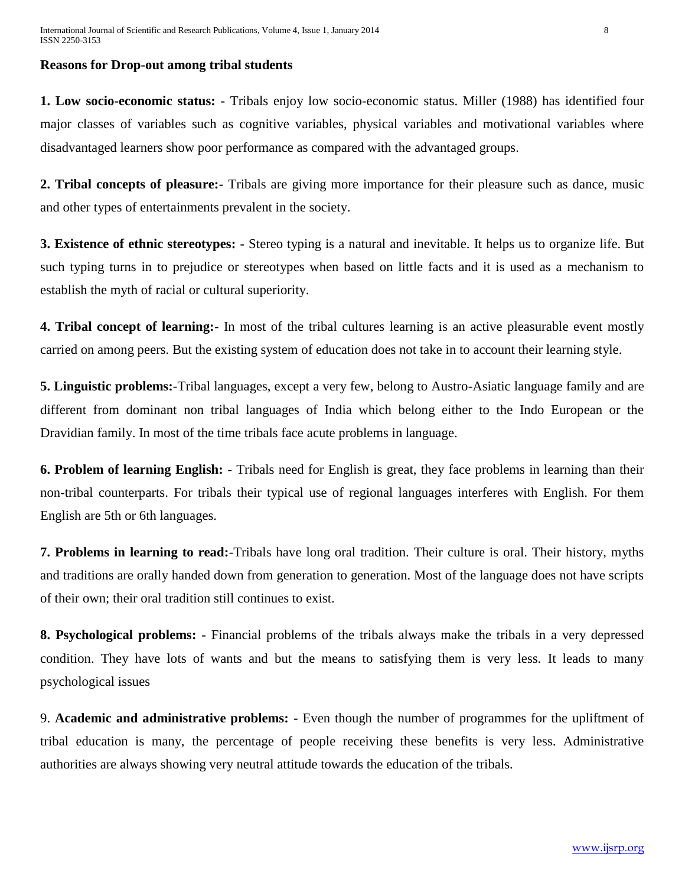**Reasons for Drop-out among tribal students**

**1. Low socio-economic status: -** Tribals enjoy low socio-economic status. Miller (1988) has identified four major classes of variables such as cognitive variables, physical variables and motivational variables where disadvantaged learners show poor performance as compared with the advantaged groups.

**2. Tribal concepts of pleasure:-** Tribals are giving more importance for their pleasure such as dance, music and other types of entertainments prevalent in the society.

**3. Existence of ethnic stereotypes: -** Stereo typing is a natural and inevitable. It helps us to organize life. But such typing turns in to prejudice or stereotypes when based on little facts and it is used as a mechanism to establish the myth of racial or cultural superiority.

**4. Tribal concept of learning:-** In most of the tribal cultures learning is an active pleasurable event mostly carried on among peers. But the existing system of education does not take in to account their learning style.

**5. Linguistic problems:-**Tribal languages, except a very few, belong to Austro-Asiatic language family and are different from dominant non tribal languages of India which belong either to the Indo European or the Dravidian family. In most of the time tribals face acute problems in language.

**6. Problem of learning English:** - Tribals need for English is great, they face problems in learning than their non-tribal counterparts. For tribals their typical use of regional languages interferes with English. For them English are 5th or 6th languages.

**7. Problems in learning to read:**-Tribals have long oral tradition. Their culture is oral. Their history, myths and traditions are orally handed down from generation to generation. Most of the language does not have scripts of their own; their oral tradition still continues to exist.

**8. Psychological problems: -** Financial problems of the tribals always make the tribals in a very depressed condition. They have lots of wants and but the means to satisfying them is very less. It leads to many psychological issues

9. **Academic and administrative problems: -** Even though the number of programmes for the upliftment of tribal education is many, the percentage of people receiving these benefits is very less. Administrative authorities are always showing very neutral attitude towards the education of the tribals.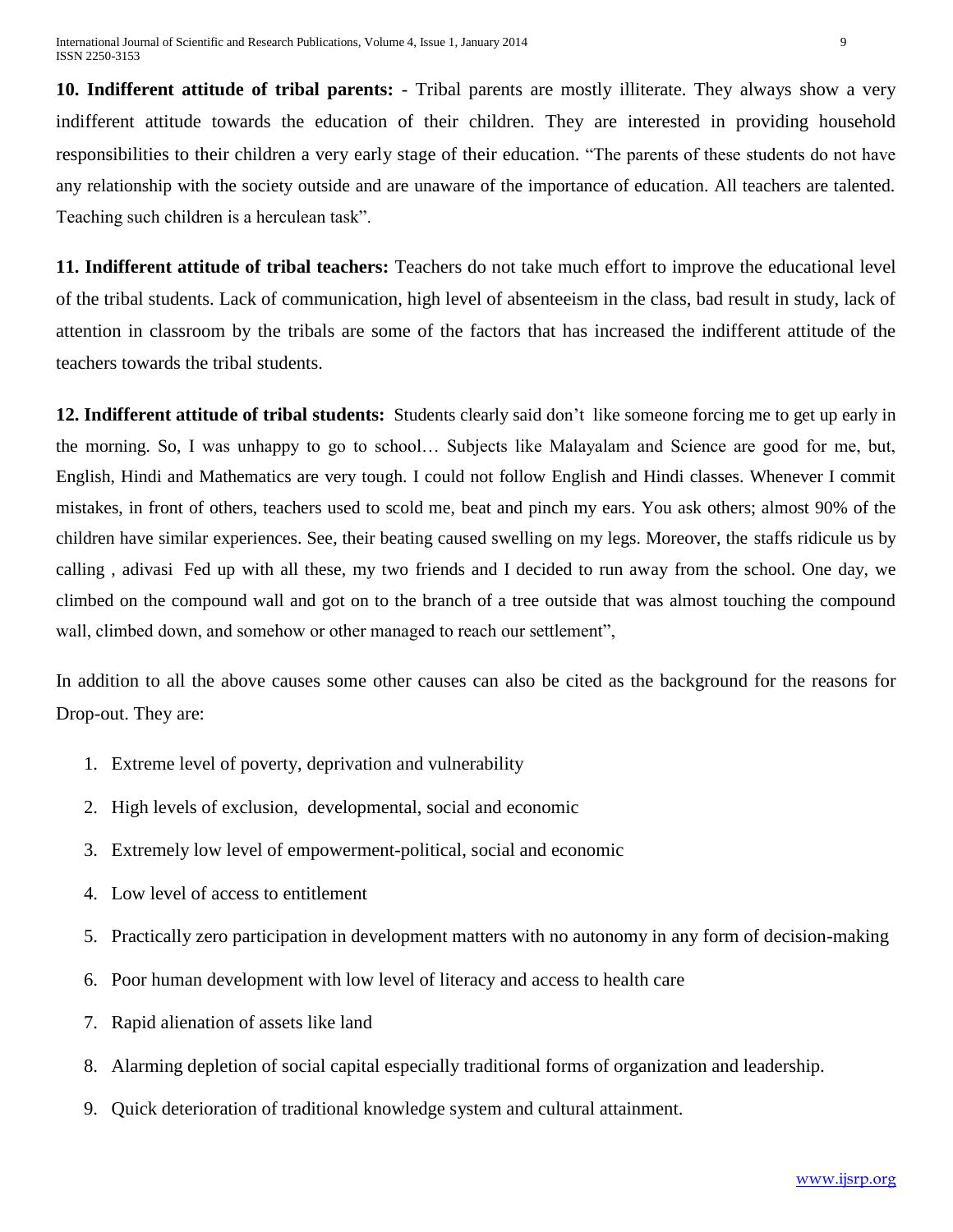**10. Indifferent attitude of tribal parents:** - Tribal parents are mostly illiterate. They always show a very indifferent attitude towards the education of their children. They are interested in providing household responsibilities to their children a very early stage of their education. "The parents of these students do not have any relationship with the society outside and are unaware of the importance of education. All teachers are talented. Teaching such children is a herculean task".

**11. Indifferent attitude of tribal teachers:** Teachers do not take much effort to improve the educational level of the tribal students. Lack of communication, high level of absenteeism in the class, bad result in study, lack of attention in classroom by the tribals are some of the factors that has increased the indifferent attitude of the teachers towards the tribal students.

**12. Indifferent attitude of tribal students:** Students clearly said don't like someone forcing me to get up early in the morning. So, I was unhappy to go to school… Subjects like Malayalam and Science are good for me, but, English, Hindi and Mathematics are very tough. I could not follow English and Hindi classes. Whenever I commit mistakes, in front of others, teachers used to scold me, beat and pinch my ears. You ask others; almost 90% of the children have similar experiences. See, their beating caused swelling on my legs. Moreover, the staffs ridicule us by calling , adivasi Fed up with all these, my two friends and I decided to run away from the school. One day, we climbed on the compound wall and got on to the branch of a tree outside that was almost touching the compound wall, climbed down, and somehow or other managed to reach our settlement",

In addition to all the above causes some other causes can also be cited as the background for the reasons for Drop-out. They are:

1. Extreme level of poverty, deprivation and vulnerability
2. High levels of exclusion, developmental, social and economic
3. Extremely low level of empowerment-political, social and economic
4. Low level of access to entitlement
5. Practically zero participation in development matters with no autonomy in any form of decision-making
6. Poor human development with low level of literacy and access to health care
7. Rapid alienation of assets like land
8. Alarming depletion of social capital especially traditional forms of organization and leadership.
9. Quick deterioration of traditional knowledge system and cultural attainment.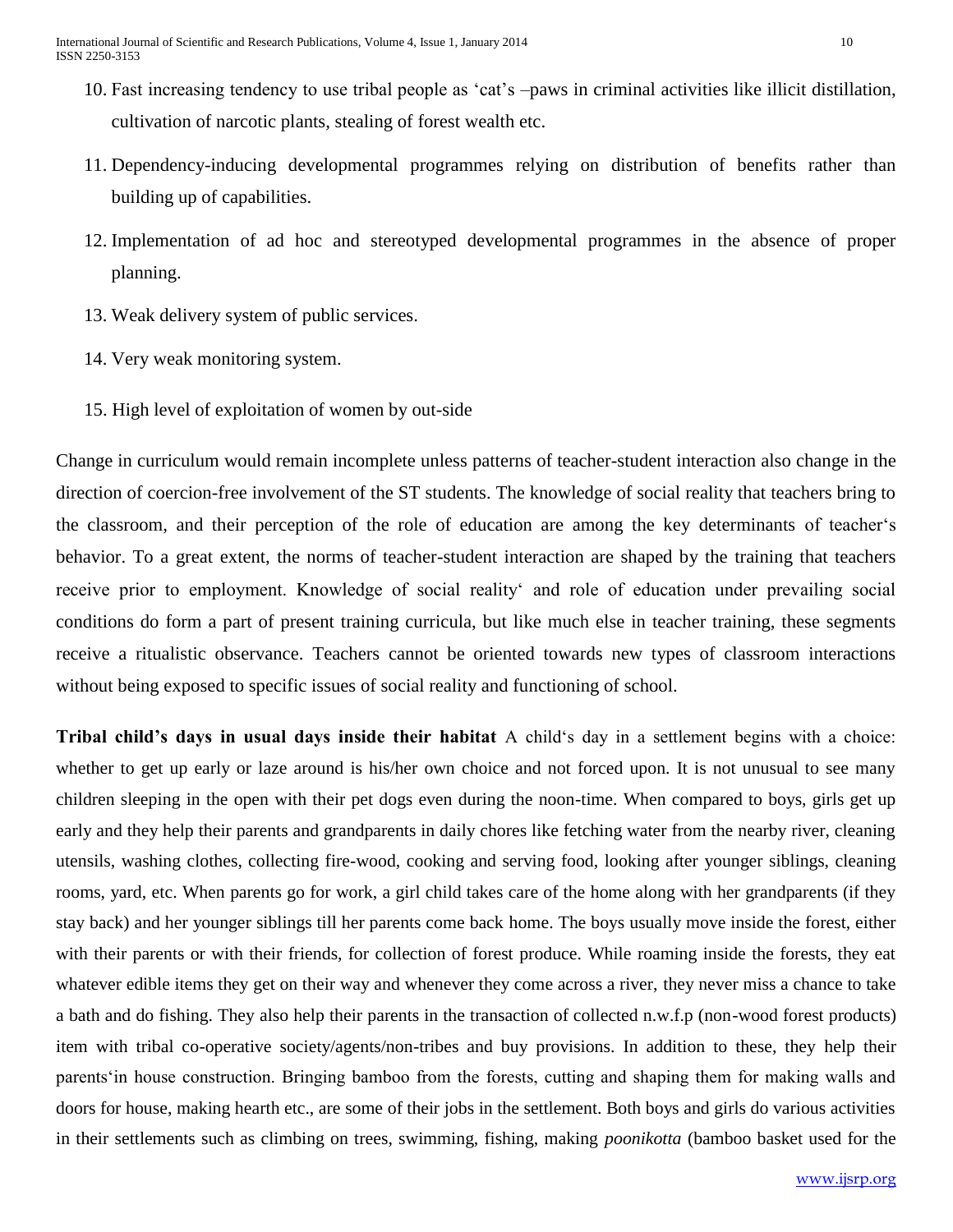10. Fast increasing tendency to use tribal people as 'cat's –paws in criminal activities like illicit distillation, cultivation of narcotic plants, stealing of forest wealth etc.

11. Dependency-inducing developmental programmes relying on distribution of benefits rather than building up of capabilities.

12. Implementation of ad hoc and stereotyped developmental programmes in the absence of proper planning.

13. Weak delivery system of public services.

14. Very weak monitoring system.

15. High level of exploitation of women by out-side

Change in curriculum would remain incomplete unless patterns of teacher-student interaction also change in the direction of coercion-free involvement of the ST students. The knowledge of social reality that teachers bring to the classroom, and their perception of the role of education are among the key determinants of teacher‘s behavior. To a great extent, the norms of teacher-student interaction are shaped by the training that teachers receive prior to employment. Knowledge of social reality‘ and role of education under prevailing social conditions do form a part of present training curricula, but like much else in teacher training, these segments receive a ritualistic observance. Teachers cannot be oriented towards new types of classroom interactions without being exposed to specific issues of social reality and functioning of school.

**Tribal child's days in usual days inside their habitat** A child‘s day in a settlement begins with a choice: whether to get up early or laze around is his/her own choice and not forced upon. It is not unusual to see many children sleeping in the open with their pet dogs even during the noon-time. When compared to boys, girls get up early and they help their parents and grandparents in daily chores like fetching water from the nearby river, cleaning utensils, washing clothes, collecting fire-wood, cooking and serving food, looking after younger siblings, cleaning rooms, yard, etc. When parents go for work, a girl child takes care of the home along with her grandparents (if they stay back) and her younger siblings till her parents come back home. The boys usually move inside the forest, either with their parents or with their friends, for collection of forest produce. While roaming inside the forests, they eat whatever edible items they get on their way and whenever they come across a river, they never miss a chance to take a bath and do fishing. They also help their parents in the transaction of collected n.w.f.p (non-wood forest products) item with tribal co-operative society/agents/non-tribes and buy provisions. In addition to these, they help their parents‘in house construction. Bringing bamboo from the forests, cutting and shaping them for making walls and doors for house, making hearth etc., are some of their jobs in the settlement. Both boys and girls do various activities in their settlements such as climbing on trees, swimming, fishing, making *poonikotta* (bamboo basket used for the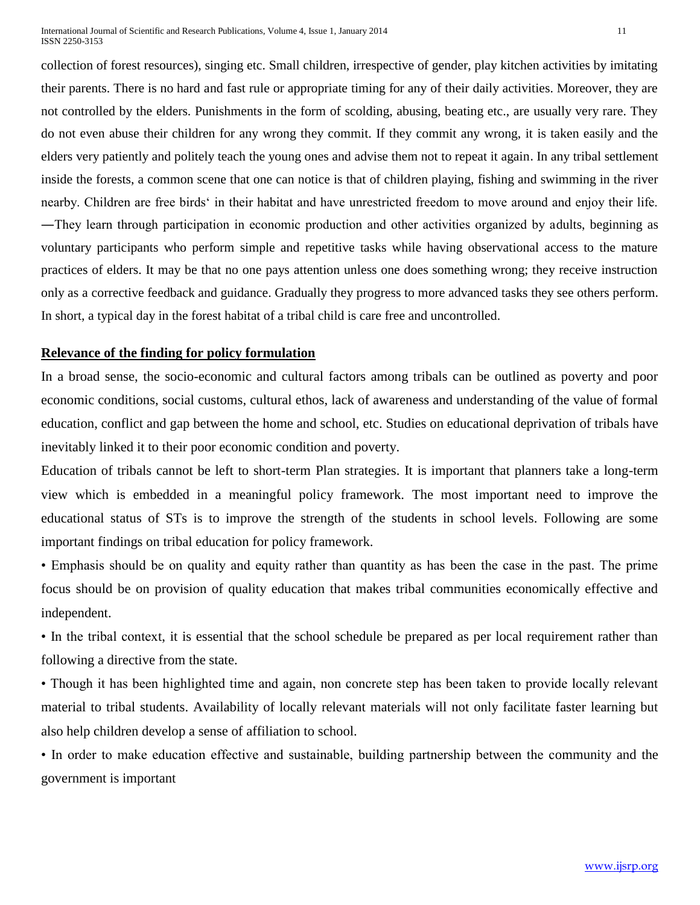collection of forest resources), singing etc. Small children, irrespective of gender, play kitchen activities by imitating their parents. There is no hard and fast rule or appropriate timing for any of their daily activities. Moreover, they are not controlled by the elders. Punishments in the form of scolding, abusing, beating etc., are usually very rare. They do not even abuse their children for any wrong they commit. If they commit any wrong, it is taken easily and the elders very patiently and politely teach the young ones and advise them not to repeat it again. In any tribal settlement inside the forests, a common scene that one can notice is that of children playing, fishing and swimming in the river nearby. Children are free birds' in their habitat and have unrestricted freedom to move around and enjoy their life. ―They learn through participation in economic production and other activities organized by adults, beginning as voluntary participants who perform simple and repetitive tasks while having observational access to the mature practices of elders. It may be that no one pays attention unless one does something wrong; they receive instruction only as a corrective feedback and guidance. Gradually they progress to more advanced tasks they see others perform. In short, a typical day in the forest habitat of a tribal child is care free and uncontrolled.

## Relevance of the finding for policy formulation

In a broad sense, the socio-economic and cultural factors among tribals can be outlined as poverty and poor economic conditions, social customs, cultural ethos, lack of awareness and understanding of the value of formal education, conflict and gap between the home and school, etc. Studies on educational deprivation of tribals have inevitably linked it to their poor economic condition and poverty.

Education of tribals cannot be left to short-term Plan strategies. It is important that planners take a long-term view which is embedded in a meaningful policy framework. The most important need to improve the educational status of STs is to improve the strength of the students in school levels. Following are some important findings on tribal education for policy framework.

- Emphasis should be on quality and equity rather than quantity as has been the case in the past. The prime focus should be on provision of quality education that makes tribal communities economically effective and independent.
- In the tribal context, it is essential that the school schedule be prepared as per local requirement rather than following a directive from the state.
- Though it has been highlighted time and again, non concrete step has been taken to provide locally relevant material to tribal students. Availability of locally relevant materials will not only facilitate faster learning but also help children develop a sense of affiliation to school.
- In order to make education effective and sustainable, building partnership between the community and the government is important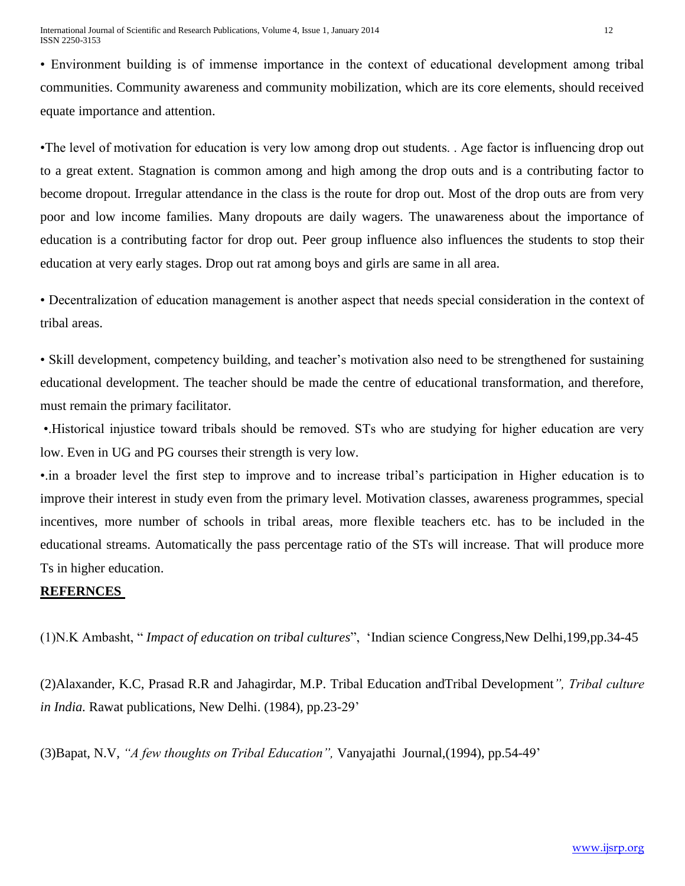• Environment building is of immense importance in the context of educational development among tribal communities. Community awareness and community mobilization, which are its core elements, should received equate importance and attention.

•The level of motivation for education is very low among drop out students. . Age factor is influencing drop out to a great extent. Stagnation is common among and high among the drop outs and is a contributing factor to become dropout. Irregular attendance in the class is the route for drop out. Most of the drop outs are from very poor and low income families. Many dropouts are daily wagers. The unawareness about the importance of education is a contributing factor for drop out. Peer group influence also influences the students to stop their education at very early stages. Drop out rat among boys and girls are same in all area.

• Decentralization of education management is another aspect that needs special consideration in the context of tribal areas.

• Skill development, competency building, and teacher's motivation also need to be strengthened for sustaining educational development. The teacher should be made the centre of educational transformation, and therefore, must remain the primary facilitator.

•.Historical injustice toward tribals should be removed. STs who are studying for higher education are very low. Even in UG and PG courses their strength is very low.

•.in a broader level the first step to improve and to increase tribal's participation in Higher education is to improve their interest in study even from the primary level. Motivation classes, awareness programmes, special incentives, more number of schools in tribal areas, more flexible teachers etc. has to be included in the educational streams. Automatically the pass percentage ratio of the STs will increase. That will produce more Ts in higher education.

**REFERNCES**

(1)N.K Ambasht, " *Impact of education on tribal cultures*", 'Indian science Congress,New Delhi,199,pp.34-45

(2)Alaxander, K.C, Prasad R.R and Jahagirdar, M.P. Tribal Education andTribal Development*", Tribal culture in India.* Rawat publications, New Delhi. (1984), pp.23-29'

(3)Bapat, N.V, *"A few thoughts on Tribal Education",* Vanyajathi Journal,(1994), pp.54-49'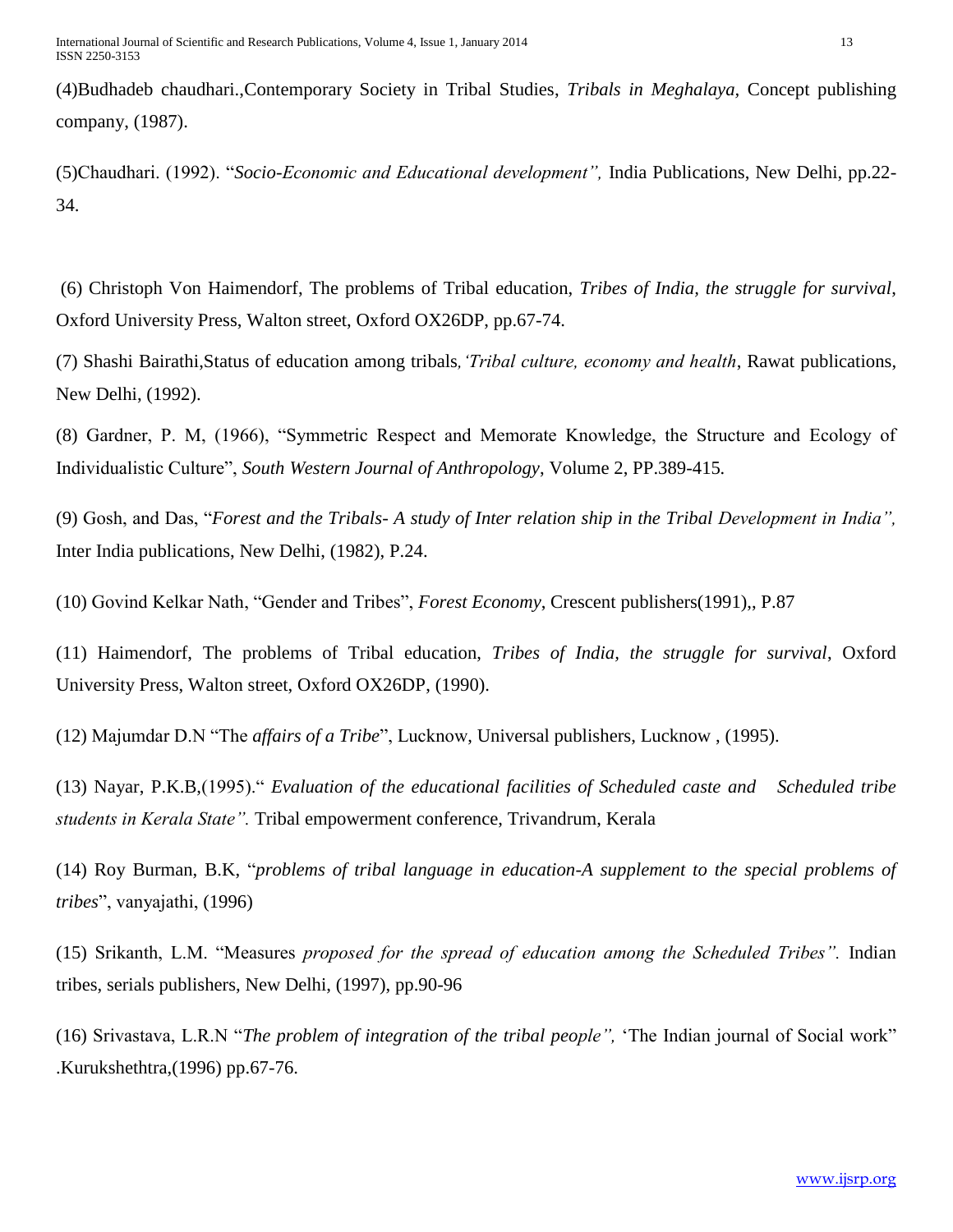(4)Budhadeb chaudhari.,Contemporary Society in Tribal Studies, *Tribals in Meghalaya*, Concept publishing company, (1987).

(5)Chaudhari. (1992). "*Socio-Economic and Educational development",* India Publications, New Delhi, pp.22-34.

(6) Christoph Von Haimendorf, The problems of Tribal education, *Tribes of India, the struggle for survival*, Oxford University Press, Walton street, Oxford OX26DP, pp.67-74.

(7) Shashi Bairathi,Status of education among tribals*,'Tribal culture, economy and health*, Rawat publications, New Delhi, (1992).

(8) Gardner, P. M, (1966), "Symmetric Respect and Memorate Knowledge, the Structure and Ecology of Individualistic Culture", *South Western Journal of Anthropology*, Volume 2, PP.389-415.

(9) Gosh, and Das, "*Forest and the Tribals- A study of Inter relation ship in the Tribal Development in India",* Inter India publications, New Delhi, (1982), P.24.

(10) Govind Kelkar Nath, "Gender and Tribes", *Forest Economy*, Crescent publishers(1991),, P.87

(11) Haimendorf, The problems of Tribal education, *Tribes of India, the struggle for survival*, Oxford University Press, Walton street, Oxford OX26DP, (1990).

(12) Majumdar D.N "The *affairs of a Tribe*", Lucknow, Universal publishers, Lucknow , (1995).

(13) Nayar, P.K.B,(1995)." *Evaluation of the educational facilities of Scheduled caste and Scheduled tribe students in Kerala State".* Tribal empowerment conference, Trivandrum, Kerala

(14) Roy Burman, B.K, "*problems of tribal language in education-A supplement to the special problems of tribes*", vanyajathi, (1996)

(15) Srikanth, L.M. "Measures *proposed for the spread of education among the Scheduled Tribes".* Indian tribes, serials publishers, New Delhi, (1997), pp.90-96

(16) Srivastava, L.R.N "*The problem of integration of the tribal people",* 'The Indian journal of Social work" .Kurukshethtra,(1996) pp.67-76.